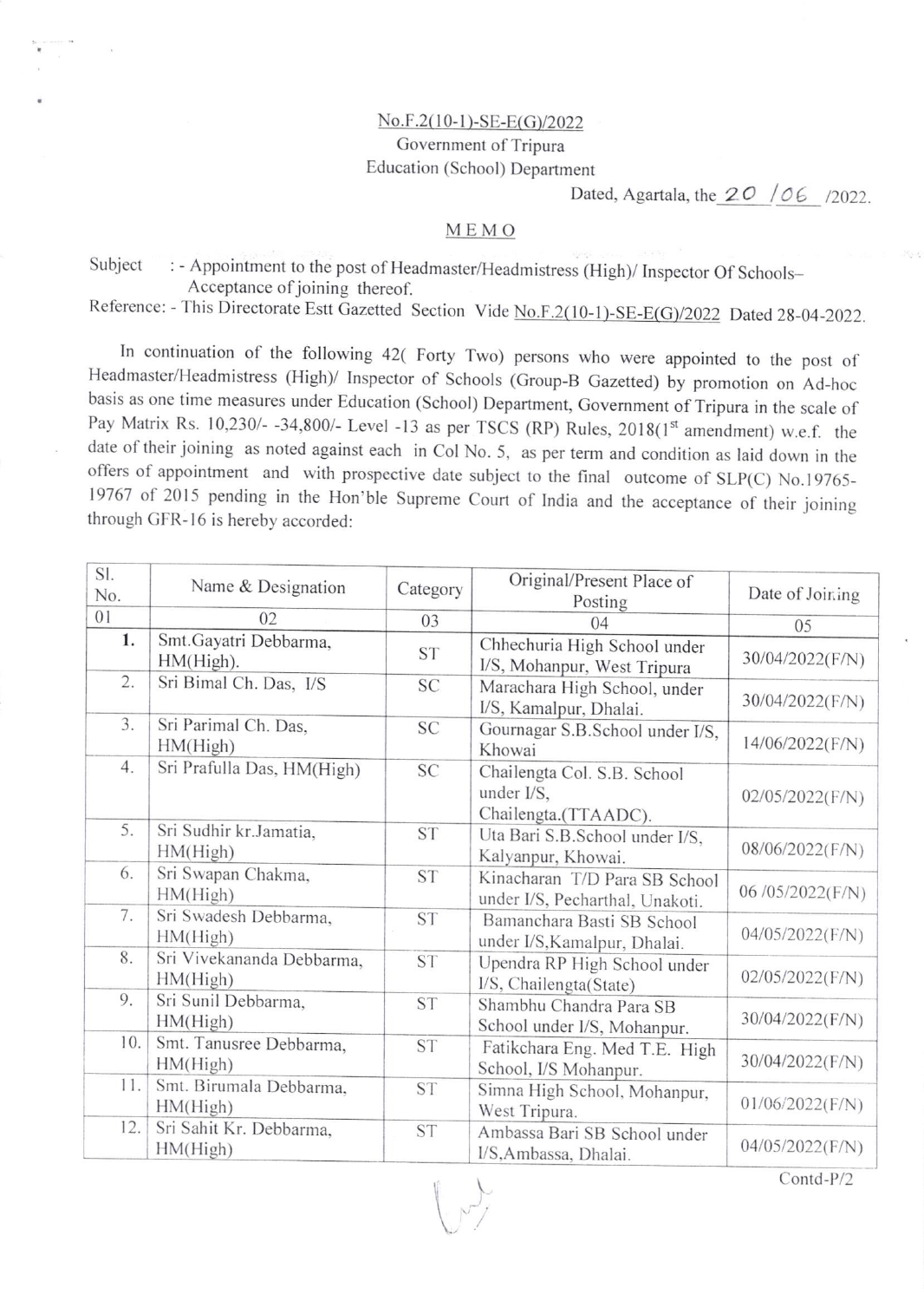No.F.2(10-1)-SE-E(G)/2022
Government of Tripura
Education (School) Department

Dated, Agartala, the 20 / 06 /2022.

## MEMO

Subject : - Appointment to the post of Headmaster/Headmistress (High)/ Inspector Of Schools– Acceptance of joining thereof.

Reference: - This Directorate Estt Gazetted Section Vide No.F.2(10-1)-SE-E(G)/2022 Dated 28-04-2022.

In continuation of the following 42( Forty Two) persons who were appointed to the post of Headmaster/Headmistress (High)/ Inspector of Schools (Group-B Gazetted) by promotion on Ad-hoc basis as one time measures under Education (School) Department, Government of Tripura in the scale of Pay Matrix Rs. 10,230/- -34,800/- Level -13 as per TSCS (RP) Rules, 2018(1st amendment) w.e.f. the date of their joining as noted against each in Col No. 5, as per term and condition as laid down in the offers of appointment and with prospective date subject to the final outcome of SLP(C) No.19765-19767 of 2015 pending in the Hon'ble Supreme Court of India and the acceptance of their joining through GFR-16 is hereby accorded:

| Sl. No. | Name & Designation | Category | Original/Present Place of Posting | Date of Joining |
|---|---|---|---|---|
| 01 | 02 | 03 | 04 | 05 |
| 1. | Smt.Gayatri Debbarma, HM(High). | ST | Chhechuria High School under I/S, Mohanpur, West Tripura | 30/04/2022(F/N) |
| 2. | Sri Bimal Ch. Das, I/S | SC | Marachara High School, under I/S, Kamalpur, Dhalai. | 30/04/2022(F/N) |
| 3. | Sri Parimal Ch. Das, HM(High) | SC | Gournagar S.B.School under I/S, Khowai | 14/06/2022(F/N) |
| 4. | Sri Prafulla Das, HM(High) | SC | Chailengta Col. S.B. School under I/S, Chailengta.(TTAADC). | 02/05/2022(F/N) |
| 5. | Sri Sudhir kr.Jamatia, HM(High) | ST | Uta Bari S.B.School under I/S, Kalyanpur, Khowai. | 08/06/2022(F/N) |
| 6. | Sri Swapan Chakma, HM(High) | ST | Kinacharan T/D Para SB School under I/S, Pecharthal, Unakoti. | 06 /05/2022(F/N) |
| 7. | Sri Swadesh Debbarma, HM(High) | ST | Bamanchara Basti SB School under I/S,Kamalpur, Dhalai. | 04/05/2022(F/N) |
| 8. | Sri Vivekananda Debbarma, HM(High) | ST | Upendra RP High School under I/S, Chailengta(State) | 02/05/2022(F/N) |
| 9. | Sri Sunil Debbarma, HM(High) | ST | Shambhu Chandra Para SB School under I/S, Mohanpur. | 30/04/2022(F/N) |
| 10. | Smt. Tanusree Debbarma, HM(High) | ST | Fatikchara Eng. Med T.E. High School, I/S Mohanpur. | 30/04/2022(F/N) |
| 11. | Smt. Birumala Debbarma, HM(High) | ST | Simna High School, Mohanpur, West Tripura. | 01/06/2022(F/N) |
| 12. | Sri Sahit Kr. Debbarma, HM(High) | ST | Ambassa Bari SB School under I/S,Ambassa, Dhalai. | 04/05/2022(F/N) |

Contd-P/2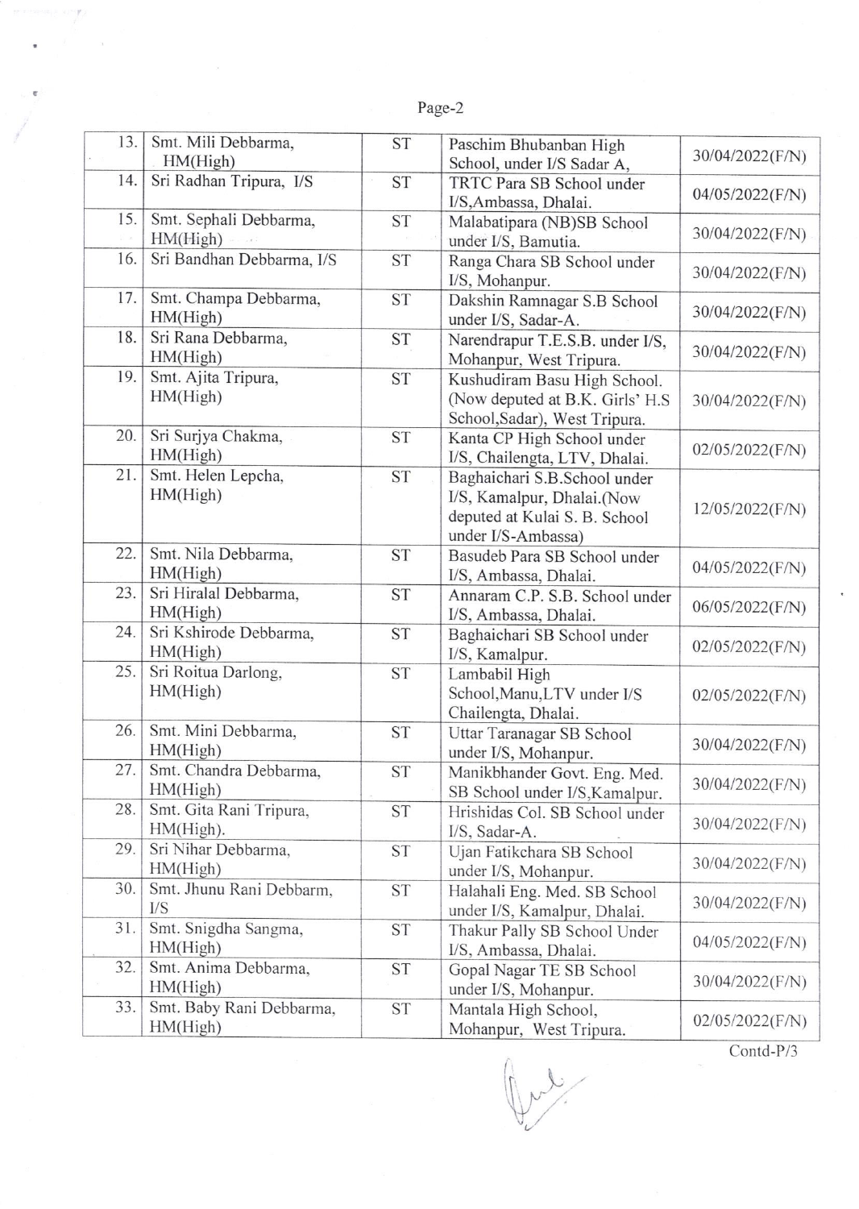| | | | | |
|---|---|---|---|---|
| 13. | Smt. Mili Debbarma, HM(High) | ST | Paschim Bhubanban High School, under I/S Sadar A, | 30/04/2022(F/N) |
| 14. | Sri Radhan Tripura, I/S | ST | TRTC Para SB School under I/S,Ambassa, Dhalai. | 04/05/2022(F/N) |
| 15. | Smt. Sephali Debbarma, HM(High) | ST | Malabatipara (NB)SB School under I/S, Bamutia. | 30/04/2022(F/N) |
| 16. | Sri Bandhan Debbarma, I/S | ST | Ranga Chara SB School under I/S, Mohanpur. | 30/04/2022(F/N) |
| 17. | Smt. Champa Debbarma, HM(High) | ST | Dakshin Ramnagar S.B School under I/S, Sadar-A. | 30/04/2022(F/N) |
| 18. | Sri Rana Debbarma, HM(High) | ST | Narendrapur T.E.S.B. under I/S, Mohanpur, West Tripura. | 30/04/2022(F/N) |
| 19. | Smt. Ajita Tripura, HM(High) | ST | Kushudiram Basu High School. (Now deputed at B.K. Girls' H.S School,Sadar), West Tripura. | 30/04/2022(F/N) |
| 20. | Sri Surjya Chakma, HM(High) | ST | Kanta CP High School under I/S, Chailengta, LTV, Dhalai. | 02/05/2022(F/N) |
| 21. | Smt. Helen Lepcha, HM(High) | ST | Baghaichari S.B.School under I/S, Kamalpur, Dhalai.(Now deputed at Kulai S. B. School under I/S-Ambassa) | 12/05/2022(F/N) |
| 22. | Smt. Nila Debbarma, HM(High) | ST | Basudeb Para SB School under I/S, Ambassa, Dhalai. | 04/05/2022(F/N) |
| 23. | Sri Hiralal Debbarma, HM(High) | ST | Annaram C.P. S.B. School under I/S, Ambassa, Dhalai. | 06/05/2022(F/N) |
| 24. | Sri Kshirode Debbarma, HM(High) | ST | Baghaichari SB School under I/S, Kamalpur. | 02/05/2022(F/N) |
| 25. | Sri Roitua Darlong, HM(High) | ST | Lambabil High School,Manu,LTV under I/S Chailengta, Dhalai. | 02/05/2022(F/N) |
| 26. | Smt. Mini Debbarma, HM(High) | ST | Uttar Taranagar SB School under I/S, Mohanpur. | 30/04/2022(F/N) |
| 27. | Smt. Chandra Debbarma, HM(High) | ST | Manikbhander Govt. Eng. Med. SB School under I/S,Kamalpur. | 30/04/2022(F/N) |
| 28. | Smt. Gita Rani Tripura, HM(High). | ST | Hrishidas Col. SB School under I/S, Sadar-A. | 30/04/2022(F/N) |
| 29. | Sri Nihar Debbarma, HM(High) | ST | Ujan Fatikchara SB School under I/S, Mohanpur. | 30/04/2022(F/N) |
| 30. | Smt. Jhunu Rani Debbarm, I/S | ST | Halahali Eng. Med. SB School under I/S, Kamalpur, Dhalai. | 30/04/2022(F/N) |
| 31. | Smt. Snigdha Sangma, HM(High) | ST | Thakur Pally SB School Under I/S, Ambassa, Dhalai. | 04/05/2022(F/N) |
| 32. | Smt. Anima Debbarma, HM(High) | ST | Gopal Nagar TE SB School under I/S, Mohanpur. | 30/04/2022(F/N) |
| 33. | Smt. Baby Rani Debbarma, HM(High) | ST | Mantala High School, Mohanpur, West Tripura. | 02/05/2022(F/N) |

Contd-P/3